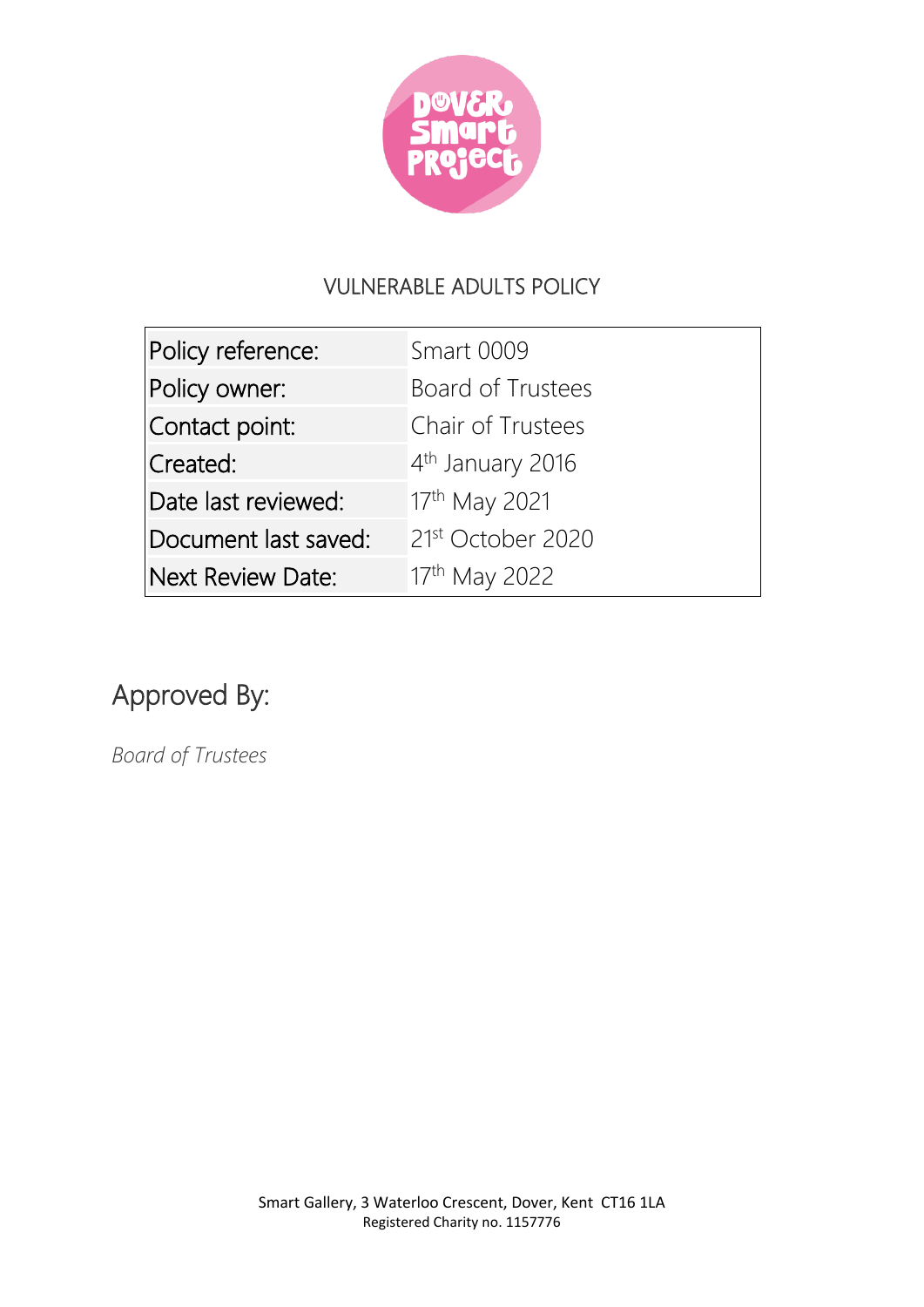# VULNERABLE ADULTS POLICY

| Policy reference: | Smart 0009 |
|---|---|
| Policy owner: | Board of Trustees |
| Contact point: | Chair of Trustees |
| Created: | 4th January 2016 |
| Date last reviewed: | 17th May 2021 |
| Document last saved: | 21st October 2020 |
| Next Review Date: | 17th May 2022 |

## Approved By:

*Board of Trustees*

Smart Gallery, 3 Waterloo Crescent, Dover, Kent CT16 1LA
Registered Charity no. 1157776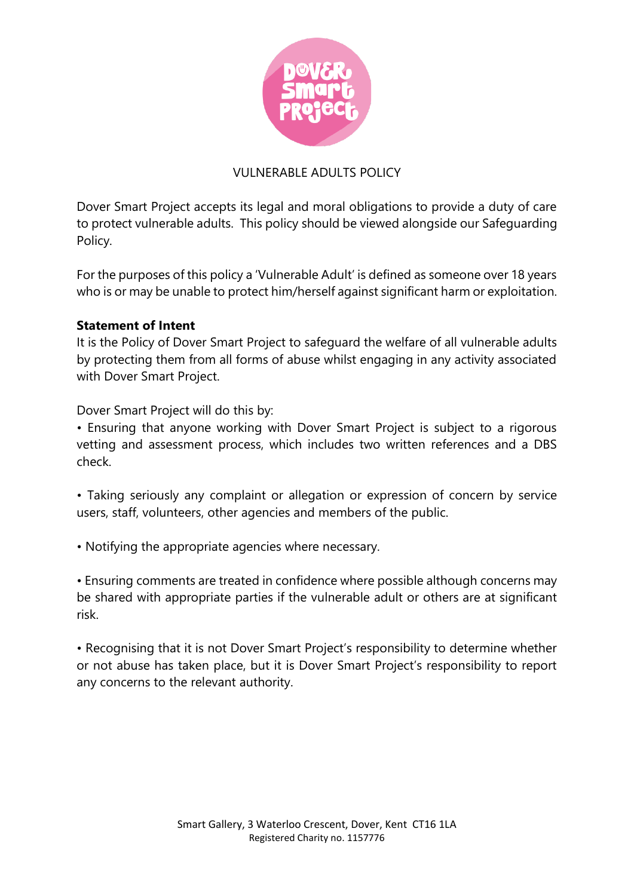# VULNERABLE ADULTS POLICY

Dover Smart Project accepts its legal and moral obligations to provide a duty of care to protect vulnerable adults. This policy should be viewed alongside our Safeguarding Policy.

For the purposes of this policy a 'Vulnerable Adult' is defined as someone over 18 years who is or may be unable to protect him/herself against significant harm or exploitation.

**Statement of Intent**

It is the Policy of Dover Smart Project to safeguard the welfare of all vulnerable adults by protecting them from all forms of abuse whilst engaging in any activity associated with Dover Smart Project.

Dover Smart Project will do this by:

- Ensuring that anyone working with Dover Smart Project is subject to a rigorous vetting and assessment process, which includes two written references and a DBS check.
- Taking seriously any complaint or allegation or expression of concern by service users, staff, volunteers, other agencies and members of the public.
- Notifying the appropriate agencies where necessary.
- Ensuring comments are treated in confidence where possible although concerns may be shared with appropriate parties if the vulnerable adult or others are at significant risk.
- Recognising that it is not Dover Smart Project's responsibility to determine whether or not abuse has taken place, but it is Dover Smart Project's responsibility to report any concerns to the relevant authority.

Smart Gallery, 3 Waterloo Crescent, Dover, Kent CT16 1LA
Registered Charity no. 1157776